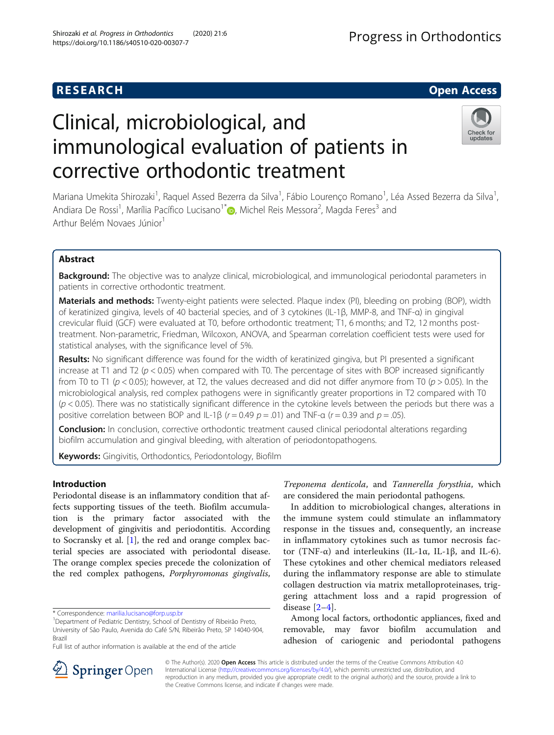RESEARCH Open Access

# Clinical, microbiological, and immunological evaluation of patients in corrective orthodontic treatment

Mariana Umekita Shirozaki[1], Raquel Assed Bezerra da Silva[1], Fábio Lourenço Romano[1], Léa Assed Bezerra da Silva[1], Andiara De Rossi[1], Marília Pacífico Lucisano[1*], Michel Reis Messora[2], Magda Feres[3] and Arthur Belém Novaes Júnior[1]

## Abstract

**Background:** The objective was to analyze clinical, microbiological, and immunological periodontal parameters in patients in corrective orthodontic treatment.

**Materials and methods:** Twenty-eight patients were selected. Plaque index (PI), bleeding on probing (BOP), width of keratinized gingiva, levels of 40 bacterial species, and of 3 cytokines (IL-1β, MMP-8, and TNF-α) in gingival crevicular fluid (GCF) were evaluated at T0, before orthodontic treatment; T1, 6 months; and T2, 12 months post-treatment. Non-parametric, Friedman, Wilcoxon, ANOVA, and Spearman correlation coefficient tests were used for statistical analyses, with the significance level of 5%.

**Results:** No significant difference was found for the width of keratinized gingiva, but PI presented a significant increase at T1 and T2 ($p < 0.05$) when compared with T0. The percentage of sites with BOP increased significantly from T0 to T1 ($p < 0.05$); however, at T2, the values decreased and did not differ anymore from T0 ($p > 0.05$). In the microbiological analysis, red complex pathogens were in significantly greater proportions in T2 compared with T0 ($p < 0.05$). There was no statistically significant difference in the cytokine levels between the periods but there was a positive correlation between BOP and IL-1β ($r = 0.49$ $p = .01$) and TNF-α ($r = 0.39$ and $p = .05$).

**Conclusion:** In conclusion, corrective orthodontic treatment caused clinical periodontal alterations regarding biofilm accumulation and gingival bleeding, with alteration of periodontopathogens.

**Keywords:** Gingivitis, Orthodontics, Periodontology, Biofilm

## Introduction

Periodontal disease is an inflammatory condition that affects supporting tissues of the teeth. Biofilm accumulation is the primary factor associated with the development of gingivitis and periodontitis. According to Socransky et al. [1], the red and orange complex bacterial species are associated with periodontal disease. The orange complex species precede the colonization of the red complex pathogens, *Porphyromonas gingivalis*, *Treponema denticola*, and *Tannerella forsythia*, which are considered the main periodontal pathogens.

In addition to microbiological changes, alterations in the immune system could stimulate an inflammatory response in the tissues and, consequently, an increase in inflammatory cytokines such as tumor necrosis factor (TNF-α) and interleukins (IL-1α, IL-1β, and IL-6). These cytokines and other chemical mediators released during the inflammatory response are able to stimulate collagen destruction via matrix metalloproteinases, triggering attachment loss and a rapid progression of disease [2–4].

Among local factors, orthodontic appliances, fixed and removable, may favor biofilm accumulation and adhesion of cariogenic and periodontal pathogens

* Correspondence: marilia.lucisano@forp.usp.br
[1]Department of Pediatric Dentistry, School of Dentistry of Ribeirão Preto, University of São Paulo, Avenida do Café S/N, Ribeirão Preto, SP 14040-904, Brazil
Full list of author information is available at the end of the article

© The Author(s). 2020 **Open Access** This article is distributed under the terms of the Creative Commons Attribution 4.0 International License (http://creativecommons.org/licenses/by/4.0/), which permits unrestricted use, distribution, and reproduction in any medium, provided you give appropriate credit to the original author(s) and the source, provide a link to the Creative Commons license, and indicate if changes were made.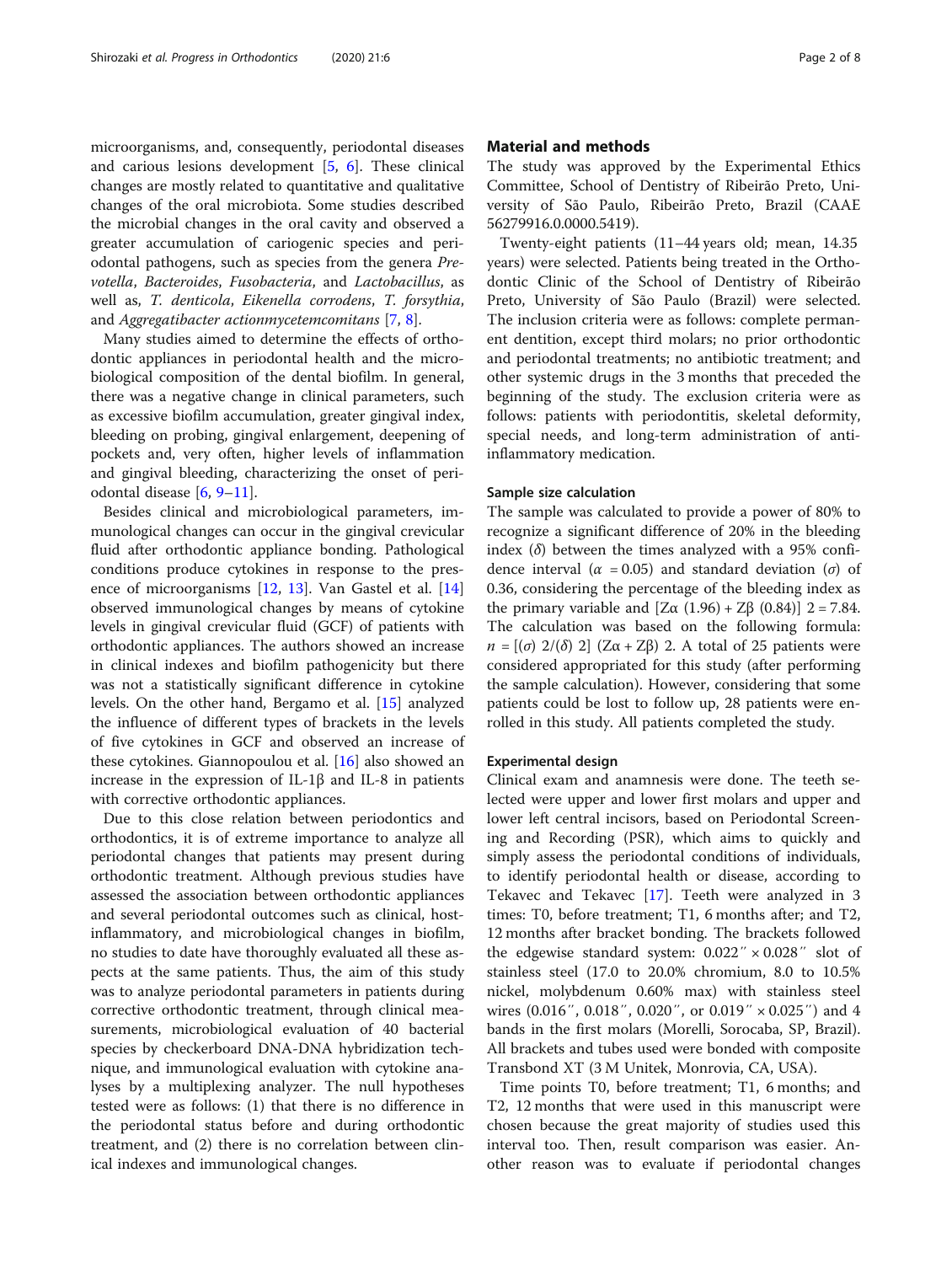microorganisms, and, consequently, periodontal diseases and carious lesions development [5, 6]. These clinical changes are mostly related to quantitative and qualitative changes of the oral microbiota. Some studies described the microbial changes in the oral cavity and observed a greater accumulation of cariogenic species and periodontal pathogens, such as species from the genera *Prevotella*, *Bacteroides*, *Fusobacteria*, and *Lactobacillus*, as well as, *T. denticola*, *Eikenella corrodens*, *T. forsythia*, and *Aggregatibacter actionmycetemcomitans* [7, 8].

Many studies aimed to determine the effects of orthodontic appliances in periodontal health and the microbiological composition of the dental biofilm. In general, there was a negative change in clinical parameters, such as excessive biofilm accumulation, greater gingival index, bleeding on probing, gingival enlargement, deepening of pockets and, very often, higher levels of inflammation and gingival bleeding, characterizing the onset of periodontal disease [6, 9–11].

Besides clinical and microbiological parameters, immunological changes can occur in the gingival crevicular fluid after orthodontic appliance bonding. Pathological conditions produce cytokines in response to the presence of microorganisms [12, 13]. Van Gastel et al. [14] observed immunological changes by means of cytokine levels in gingival crevicular fluid (GCF) of patients with orthodontic appliances. The authors showed an increase in clinical indexes and biofilm pathogenicity but there was not a statistically significant difference in cytokine levels. On the other hand, Bergamo et al. [15] analyzed the influence of different types of brackets in the levels of five cytokines in GCF and observed an increase of these cytokines. Giannopoulou et al. [16] also showed an increase in the expression of IL-1β and IL-8 in patients with corrective orthodontic appliances.

Due to this close relation between periodontics and orthodontics, it is of extreme importance to analyze all periodontal changes that patients may present during orthodontic treatment. Although previous studies have assessed the association between orthodontic appliances and several periodontal outcomes such as clinical, host-inflammatory, and microbiological changes in biofilm, no studies to date have thoroughly evaluated all these aspects at the same patients. Thus, the aim of this study was to analyze periodontal parameters in patients during corrective orthodontic treatment, through clinical measurements, microbiological evaluation of 40 bacterial species by checkerboard DNA-DNA hybridization technique, and immunological evaluation with cytokine analyses by a multiplexing analyzer. The null hypotheses tested were as follows: (1) that there is no difference in the periodontal status before and during orthodontic treatment, and (2) there is no correlation between clinical indexes and immunological changes.

## Material and methods

The study was approved by the Experimental Ethics Committee, School of Dentistry of Ribeirão Preto, University of São Paulo, Ribeirão Preto, Brazil (CAAE 56279916.0.0000.5419).

Twenty-eight patients (11–44 years old; mean, 14.35 years) were selected. Patients being treated in the Orthodontic Clinic of the School of Dentistry of Ribeirão Preto, University of São Paulo (Brazil) were selected. The inclusion criteria were as follows: complete permanent dentition, except third molars; no prior orthodontic and periodontal treatments; no antibiotic treatment; and other systemic drugs in the 3 months that preceded the beginning of the study. The exclusion criteria were as follows: patients with periodontitis, skeletal deformity, special needs, and long-term administration of anti-inflammatory medication.

### Sample size calculation

The sample was calculated to provide a power of 80% to recognize a significant difference of 20% in the bleeding index ($\delta$) between the times analyzed with a 95% confidence interval ($\alpha = 0.05$) and standard deviation ($\sigma$) of 0.36, considering the percentage of the bleeding index as the primary variable and $[Z\alpha\ (1.96) + Z\beta\ (0.84)]\ 2 = 7.84$. The calculation was based on the following formula: $n = [(\sigma)\ 2/(\delta)\ 2]\ (Z\alpha + Z\beta)\ 2$. A total of 25 patients were considered appropriated for this study (after performing the sample calculation). However, considering that some patients could be lost to follow up, 28 patients were enrolled in this study. All patients completed the study.

### Experimental design

Clinical exam and anamnesis were done. The teeth selected were upper and lower first molars and upper and lower left central incisors, based on Periodontal Screening and Recording (PSR), which aims to quickly and simply assess the periodontal conditions of individuals, to identify periodontal health or disease, according to Tekavec and Tekavec [17]. Teeth were analyzed in 3 times: T0, before treatment; T1, 6 months after; and T2, 12 months after bracket bonding. The brackets followed the edgewise standard system: 0.022″ × 0.028″ slot of stainless steel (17.0 to 20.0% chromium, 8.0 to 10.5% nickel, molybdenum 0.60% max) with stainless steel wires (0.016″, 0.018″, 0.020″, or 0.019″ × 0.025″) and 4 bands in the first molars (Morelli, Sorocaba, SP, Brazil). All brackets and tubes used were bonded with composite Transbond XT (3 M Unitek, Monrovia, CA, USA).

Time points T0, before treatment; T1, 6 months; and T2, 12 months that were used in this manuscript were chosen because the great majority of studies used this interval too. Then, result comparison was easier. Another reason was to evaluate if periodontal changes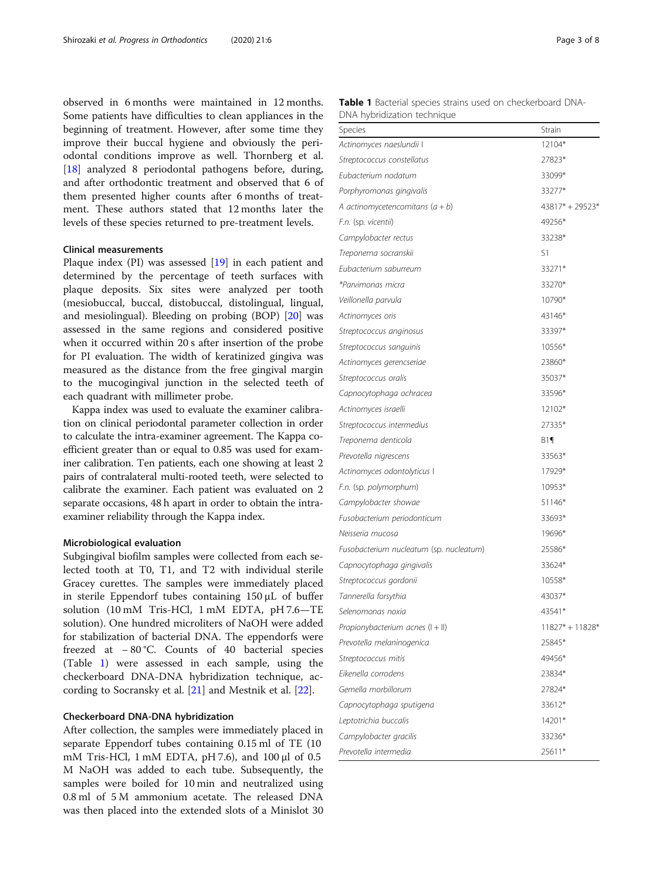observed in 6 months were maintained in 12 months. Some patients have difficulties to clean appliances in the beginning of treatment. However, after some time they improve their buccal hygiene and obviously the periodontal conditions improve as well. Thornberg et al. [18] analyzed 8 periodontal pathogens before, during, and after orthodontic treatment and observed that 6 of them presented higher counts after 6 months of treatment. These authors stated that 12 months later the levels of these species returned to pre-treatment levels.

### Clinical measurements

Plaque index (PI) was assessed [19] in each patient and determined by the percentage of teeth surfaces with plaque deposits. Six sites were analyzed per tooth (mesiobuccal, buccal, distobuccal, distolingual, lingual, and mesiolingual). Bleeding on probing (BOP) [20] was assessed in the same regions and considered positive when it occurred within 20 s after insertion of the probe for PI evaluation. The width of keratinized gingiva was measured as the distance from the free gingival margin to the mucogingival junction in the selected teeth of each quadrant with millimeter probe.

Kappa index was used to evaluate the examiner calibration on clinical periodontal parameter collection in order to calculate the intra-examiner agreement. The Kappa coefficient greater than or equal to 0.85 was used for examiner calibration. Ten patients, each one showing at least 2 pairs of contralateral multi-rooted teeth, were selected to calibrate the examiner. Each patient was evaluated on 2 separate occasions, 48 h apart in order to obtain the intra-examiner reliability through the Kappa index.

### Microbiological evaluation

Subgingival biofilm samples were collected from each selected tooth at T0, T1, and T2 with individual sterile Gracey curettes. The samples were immediately placed in sterile Eppendorf tubes containing 150 μL of buffer solution (10 mM Tris-HCl, 1 mM EDTA, pH 7.6—TE solution). One hundred microliters of NaOH were added for stabilization of bacterial DNA. The eppendorfs were freezed at − 80 °C. Counts of 40 bacterial species (Table 1) were assessed in each sample, using the checkerboard DNA-DNA hybridization technique, according to Socransky et al. [21] and Mestnik et al. [22].

### Checkerboard DNA-DNA hybridization

After collection, the samples were immediately placed in separate Eppendorf tubes containing 0.15 ml of TE (10 mM Tris-HCl, 1 mM EDTA, pH 7.6), and 100 μl of 0.5 M NaOH was added to each tube. Subsequently, the samples were boiled for 10 min and neutralized using 0.8 ml of 5 M ammonium acetate. The released DNA was then placed into the extended slots of a Minislot 30

**Table 1** Bacterial species strains used on checkerboard DNA-DNA hybridization technique

| Species | Strain |
|---|---|
| *Actinomyces naeslundii* I | 12104* |
| *Streptococcus constellatus* | 27823* |
| *Eubacterium nodatum* | 33099* |
| *Porphyromonas gingivalis* | 33277* |
| *A actinomycetencomitans* (*a* + *b*) | 43817* + 29523* |
| *F.n.* (*sp. vicentii*) | 49256* |
| *Campylobacter rectus* | 33238* |
| *Treponema socranskii* | S1 |
| *Eubacterium saburreum* | 33271* |
| **Parvimonas micra* | 33270* |
| *Veillonella parvula* | 10790* |
| *Actinomyces oris* | 43146* |
| *Streptococcus anginosus* | 33397* |
| *Streptococcus sanguinis* | 10556* |
| *Actinomyces gerencseriae* | 23860* |
| *Streptococcus oralis* | 35037* |
| *Capnocytophaga ochracea* | 33596* |
| *Actinomyces israelli* | 12102* |
| *Streptococcus intermedius* | 27335* |
| *Treponema denticola* | B1¶ |
| *Prevotella nigrescens* | 33563* |
| *Actinomyces odontolyticus* I | 17929* |
| *F.n.* (*sp. polymorphum*) | 10953* |
| *Campylobacter showae* | 51146* |
| *Fusobacterium periodonticum* | 33693* |
| *Neisseria mucosa* | 19696* |
| *Fusobacterium nucleatum* (*sp. nucleatum*) | 25586* |
| *Capnocytophaga gingivalis* | 33624* |
| *Streptococcus gordonii* | 10558* |
| *Tannerella forsythia* | 43037* |
| *Selenomonas noxia* | 43541* |
| *Propionybacterium acnes* (I + II) | 11827* + 11828* |
| *Prevotella melaninogenica* | 25845* |
| *Streptococcus mitis* | 49456* |
| *Eikenella corrodens* | 23834* |
| *Gemella morbillorum* | 27824* |
| *Capnocytophaga sputigena* | 33612* |
| *Leptotrichia buccalis* | 14201* |
| *Campylobacter gracilis* | 33236* |
| *Prevotella intermedia* | 25611* |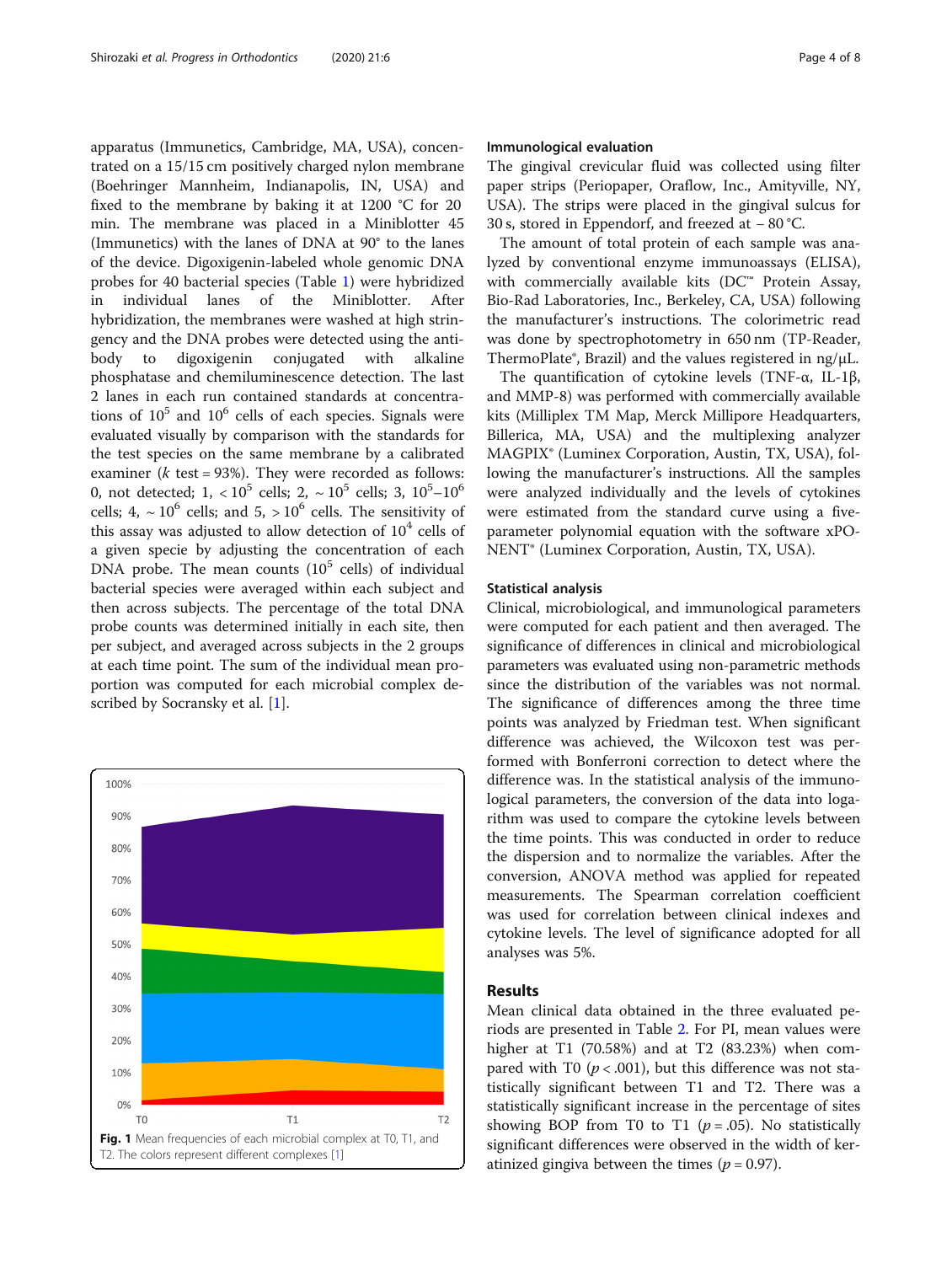apparatus (Immunetics, Cambridge, MA, USA), concentrated on a 15/15 cm positively charged nylon membrane (Boehringer Mannheim, Indianapolis, IN, USA) and fixed to the membrane by baking it at 1200 °C for 20 min. The membrane was placed in a Miniblotter 45 (Immunetics) with the lanes of DNA at 90° to the lanes of the device. Digoxigenin-labeled whole genomic DNA probes for 40 bacterial species (Table 1) were hybridized in individual lanes of the Miniblotter. After hybridization, the membranes were washed at high stringency and the DNA probes were detected using the antibody to digoxigenin conjugated with alkaline phosphatase and chemiluminescence detection. The last 2 lanes in each run contained standards at concentrations of $10^5$ and $10^6$ cells of each species. Signals were evaluated visually by comparison with the standards for the test species on the same membrane by a calibrated examiner ($k$ test = 93%). They were recorded as follows: 0, not detected; 1, < $10^5$ cells; 2, ~ $10^5$ cells; 3, $10^5$–$10^6$ cells; 4, ~ $10^6$ cells; and 5, > $10^6$ cells. The sensitivity of this assay was adjusted to allow detection of $10^4$ cells of a given specie by adjusting the concentration of each DNA probe. The mean counts ($10^5$ cells) of individual bacterial species were averaged within each subject and then across subjects. The percentage of the total DNA probe counts was determined initially in each site, then per subject, and averaged across subjects in the 2 groups at each time point. The sum of the individual mean proportion was computed for each microbial complex described by Socransky et al. [1].

Fig. 1 Mean frequencies of each microbial complex at T0, T1, and T2. The colors represent different complexes [1]

### Immunological evaluation

The gingival crevicular fluid was collected using filter paper strips (Periopaper, Oraflow, Inc., Amityville, NY, USA). The strips were placed in the gingival sulcus for 30 s, stored in Eppendorf, and freezed at − 80 °C.

The amount of total protein of each sample was analyzed by conventional enzyme immunoassays (ELISA), with commercially available kits (DC™ Protein Assay, Bio-Rad Laboratories, Inc., Berkeley, CA, USA) following the manufacturer's instructions. The colorimetric read was done by spectrophotometry in 650 nm (TP-Reader, ThermoPlate®, Brazil) and the values registered in ng/μL.

The quantification of cytokine levels (TNF-α, IL-1β, and MMP-8) was performed with commercially available kits (Milliplex TM Map, Merck Millipore Headquarters, Billerica, MA, USA) and the multiplexing analyzer MAGPIX® (Luminex Corporation, Austin, TX, USA), following the manufacturer's instructions. All the samples were analyzed individually and the levels of cytokines were estimated from the standard curve using a five-parameter polynomial equation with the software xPONENT® (Luminex Corporation, Austin, TX, USA).

### Statistical analysis

Clinical, microbiological, and immunological parameters were computed for each patient and then averaged. The significance of differences in clinical and microbiological parameters was evaluated using non-parametric methods since the distribution of the variables was not normal. The significance of differences among the three time points was analyzed by Friedman test. When significant difference was achieved, the Wilcoxon test was performed with Bonferroni correction to detect where the difference was. In the statistical analysis of the immunological parameters, the conversion of the data into logarithm was used to compare the cytokine levels between the time points. This was conducted in order to reduce the dispersion and to normalize the variables. After the conversion, ANOVA method was applied for repeated measurements. The Spearman correlation coefficient was used for correlation between clinical indexes and cytokine levels. The level of significance adopted for all analyses was 5%.

## Results

Mean clinical data obtained in the three evaluated periods are presented in Table 2. For PI, mean values were higher at T1 (70.58%) and at T2 (83.23%) when compared with T0 ($p < .001$), but this difference was not statistically significant between T1 and T2. There was a statistically significant increase in the percentage of sites showing BOP from T0 to T1 ($p = .05$). No statistically significant differences were observed in the width of keratinized gingiva between the times ($p = 0.97$).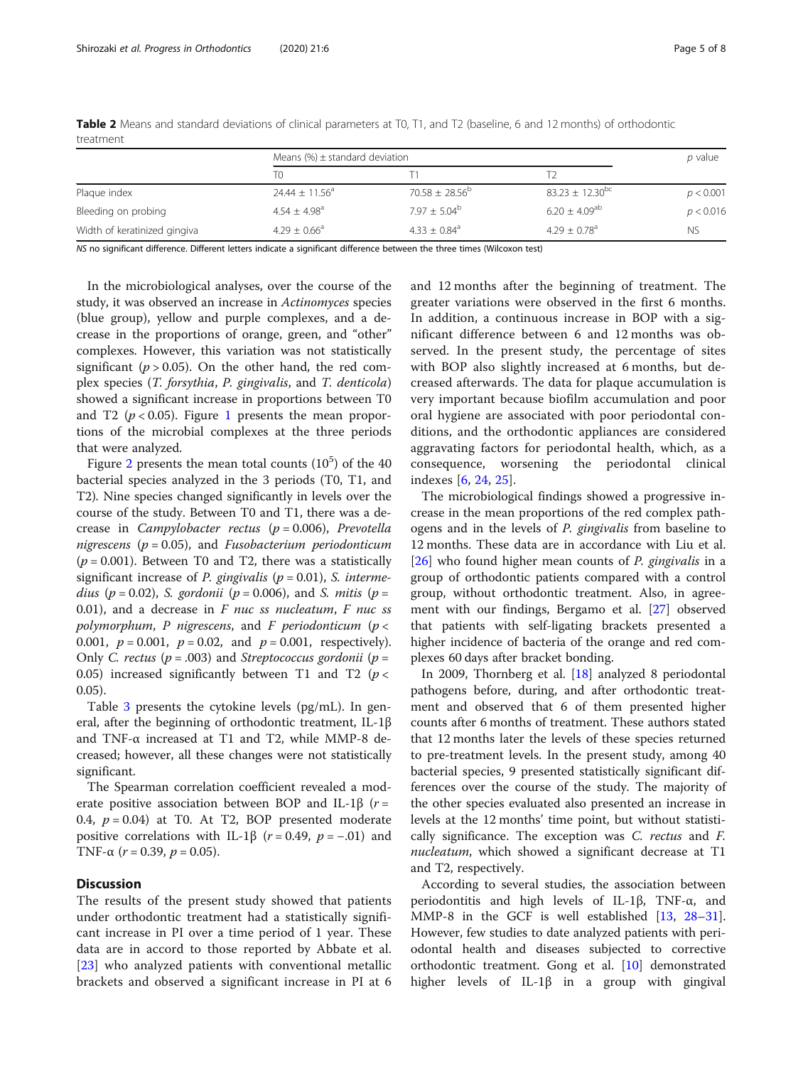**Table 2** Means and standard deviations of clinical parameters at T0, T1, and T2 (baseline, 6 and 12 months) of orthodontic treatment

| | Means (%) ± standard deviation | | | p value |
|---|---|---|---|---|
| | T0 | T1 | T2 | |
| Plaque index | $24.44 \pm 11.56^{a}$ | $70.58 \pm 28.56^{b}$ | $83.23 \pm 12.30^{bc}$ | $p < 0.001$ |
| Bleeding on probing | $4.54 \pm 4.98^{a}$ | $7.97 \pm 5.04^{b}$ | $6.20 \pm 4.09^{ab}$ | $p < 0.016$ |
| Width of keratinized gingiva | $4.29 \pm 0.66^{a}$ | $4.33 \pm 0.84^{a}$ | $4.29 \pm 0.78^{a}$ | NS |

*NS* no significant difference. Different letters indicate a significant difference between the three times (Wilcoxon test)

In the microbiological analyses, over the course of the study, it was observed an increase in *Actinomyces* species (blue group), yellow and purple complexes, and a decrease in the proportions of orange, green, and "other" complexes. However, this variation was not statistically significant ($p > 0.05$). On the other hand, the red complex species (*T. forsythia*, *P. gingivalis*, and *T. denticola*) showed a significant increase in proportions between T0 and T2 ($p < 0.05$). Figure 1 presents the mean proportions of the microbial complexes at the three periods that were analyzed.

Figure 2 presents the mean total counts ($10^5$) of the 40 bacterial species analyzed in the 3 periods (T0, T1, and T2). Nine species changed significantly in levels over the course of the study. Between T0 and T1, there was a decrease in *Campylobacter rectus* ($p = 0.006$), *Prevotella nigrescens* ($p = 0.05$), and *Fusobacterium periodonticum* ($p = 0.001$). Between T0 and T2, there was a statistically significant increase of *P. gingivalis* ($p = 0.01$), *S. intermedius* ($p = 0.02$), *S. gordonii* ($p = 0.006$), and *S. mitis* ($p = 0.01$), and a decrease in *F nuc ss nucleatum*, *F nuc ss polymorphum*, *P nigrescens*, and *F periodonticum* ($p < 0.001$, $p = 0.001$, $p = 0.02$, and $p = 0.001$, respectively). Only *C. rectus* ($p = .003$) and *Streptococcus gordonii* ($p = 0.05$) increased significantly between T1 and T2 ($p < 0.05$).

Table 3 presents the cytokine levels (pg/mL). In general, after the beginning of orthodontic treatment, IL-1β and TNF-α increased at T1 and T2, while MMP-8 decreased; however, all these changes were not statistically significant.

The Spearman correlation coefficient revealed a moderate positive association between BOP and IL-1β ($r = 0.4$, $p = 0.04$) at T0. At T2, BOP presented moderate positive correlations with IL-1β ($r = 0.49$, $p = -.01$) and TNF-α ($r = 0.39$, $p = 0.05$).

## Discussion

The results of the present study showed that patients under orthodontic treatment had a statistically significant increase in PI over a time period of 1 year. These data are in accord to those reported by Abbate et al. [23] who analyzed patients with conventional metallic brackets and observed a significant increase in PI at 6 and 12 months after the beginning of treatment. The greater variations were observed in the first 6 months. In addition, a continuous increase in BOP with a significant difference between 6 and 12 months was observed. In the present study, the percentage of sites with BOP also slightly increased at 6 months, but decreased afterwards. The data for plaque accumulation is very important because biofilm accumulation and poor oral hygiene are associated with poor periodontal conditions, and the orthodontic appliances are considered aggravating factors for periodontal health, which, as a consequence, worsening the periodontal clinical indexes [6, 24, 25].

The microbiological findings showed a progressive increase in the mean proportions of the red complex pathogens and in the levels of *P. gingivalis* from baseline to 12 months. These data are in accordance with Liu et al. [26] who found higher mean counts of *P. gingivalis* in a group of orthodontic patients compared with a control group, without orthodontic treatment. Also, in agreement with our findings, Bergamo et al. [27] observed that patients with self-ligating brackets presented a higher incidence of bacteria of the orange and red complexes 60 days after bracket bonding.

In 2009, Thornberg et al. [18] analyzed 8 periodontal pathogens before, during, and after orthodontic treatment and observed that 6 of them presented higher counts after 6 months of treatment. These authors stated that 12 months later the levels of these species returned to pre-treatment levels. In the present study, among 40 bacterial species, 9 presented statistically significant differences over the course of the study. The majority of the other species evaluated also presented an increase in levels at the 12 months' time point, but without statistically significance. The exception was *C. rectus* and *F. nucleatum*, which showed a significant decrease at T1 and T2, respectively.

According to several studies, the association between periodontitis and high levels of IL-1β, TNF-α, and MMP-8 in the GCF is well established [13, 28–31]. However, few studies to date analyzed patients with periodontal health and diseases subjected to corrective orthodontic treatment. Gong et al. [10] demonstrated higher levels of IL-1β in a group with gingival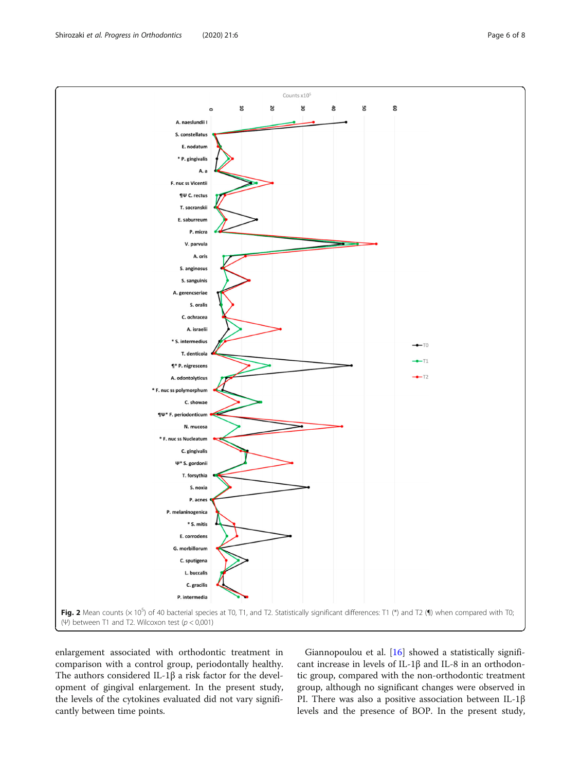**Fig. 2** Mean counts (× $10^5$) of 40 bacterial species at T0, T1, and T2. Statistically significant differences: T1 (*) and T2 (¶) when compared with T0; (Ψ) between T1 and T2. Wilcoxon test ($p < 0{,}001$)

enlargement associated with orthodontic treatment in comparison with a control group, periodontally healthy. The authors considered IL-1β a risk factor for the development of gingival enlargement. In the present study, the levels of the cytokines evaluated did not vary significantly between time points.

Giannopoulou et al. [16] showed a statistically significant increase in levels of IL-1β and IL-8 in an orthodontic group, compared with the non-orthodontic treatment group, although no significant changes were observed in PI. There was also a positive association between IL-1β levels and the presence of BOP. In the present study,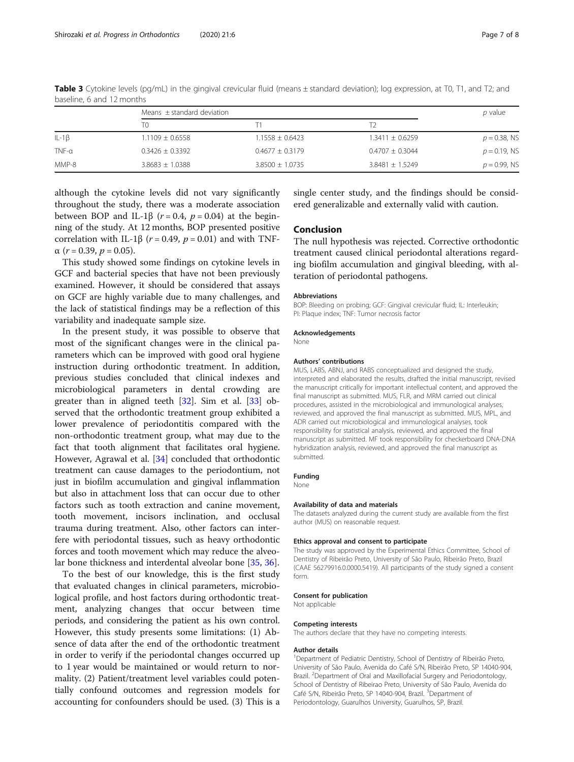**Table 3** Cytokine levels (pg/mL) in the gingival crevicular fluid (means ± standard deviation); log expression, at T0, T1, and T2; and baseline, 6 and 12 months

| | Means ± standard deviation | | | *p* value |
|---|---|---|---|---|
| | T0 | T1 | T2 | |
| IL-1β | 1.1109 ± 0.6558 | 1.1558 ± 0.6423 | 1.3411 ± 0.6259 | $p = 0.38$, NS |
| TNF-α | 0.3426 ± 0.3392 | 0.4677 ± 0.3179 | 0.4707 ± 0.3044 | $p = 0.19$, NS |
| MMP-8 | 3.8683 ± 1.0388 | 3.8500 ± 1.0735 | 3.8481 ± 1.5249 | $p = 0.99$, NS |

although the cytokine levels did not vary significantly throughout the study, there was a moderate association between BOP and IL-1β ($r = 0.4$, $p = 0.04$) at the beginning of the study. At 12 months, BOP presented positive correlation with IL-1β ($r = 0.49$, $p = 0.01$) and with TNF-α ($r = 0.39$, $p = 0.05$).

This study showed some findings on cytokine levels in GCF and bacterial species that have not been previously examined. However, it should be considered that assays on GCF are highly variable due to many challenges, and the lack of statistical findings may be a reflection of this variability and inadequate sample size.

In the present study, it was possible to observe that most of the significant changes were in the clinical parameters which can be improved with good oral hygiene instruction during orthodontic treatment. In addition, previous studies concluded that clinical indexes and microbiological parameters in dental crowding are greater than in aligned teeth [32]. Sim et al. [33] observed that the orthodontic treatment group exhibited a lower prevalence of periodontitis compared with the non-orthodontic treatment group, what may due to the fact that tooth alignment that facilitates oral hygiene. However, Agrawal et al. [34] concluded that orthodontic treatment can cause damages to the periodontium, not just in biofilm accumulation and gingival inflammation but also in attachment loss that can occur due to other factors such as tooth extraction and canine movement, tooth movement, incisors inclination, and occlusal trauma during treatment. Also, other factors can interfere with periodontal tissues, such as heavy orthodontic forces and tooth movement which may reduce the alveolar bone thickness and interdental alveolar bone [35, 36].

To the best of our knowledge, this is the first study that evaluated changes in clinical parameters, microbiological profile, and host factors during orthodontic treatment, analyzing changes that occur between time periods, and considering the patient as his own control. However, this study presents some limitations: (1) Absence of data after the end of the orthodontic treatment in order to verify if the periodontal changes occurred up to 1 year would be maintained or would return to normality. (2) Patient/treatment level variables could potentially confound outcomes and regression models for accounting for confounders should be used. (3) This is a single center study, and the findings should be considered generalizable and externally valid with caution.

## Conclusion

The null hypothesis was rejected. Corrective orthodontic treatment caused clinical periodontal alterations regarding biofilm accumulation and gingival bleeding, with alteration of periodontal pathogens.

#### Abbreviations

BOP: Bleeding on probing; GCF: Gingival crevicular fluid; IL: Interleukin; PI: Plaque index; TNF: Tumor necrosis factor

#### Acknowledgements

None

#### Authors' contributions

MUS, LABS, ABNJ, and RABS conceptualized and designed the study, interpreted and elaborated the results, drafted the initial manuscript, revised the manuscript critically for important intellectual content, and approved the final manuscript as submitted. MUS, FLR, and MRM carried out clinical procedures, assisted in the microbiological and immunological analyses, reviewed, and approved the final manuscript as submitted. MUS, MPL, and ADR carried out microbiological and immunological analyses, took responsibility for statistical analysis, reviewed, and approved the final manuscript as submitted. MF took responsibility for checkerboard DNA-DNA hybridization analysis, reviewed, and approved the final manuscript as submitted.

#### Funding

None

#### Availability of data and materials

The datasets analyzed during the current study are available from the first author (MUS) on reasonable request.

#### Ethics approval and consent to participate

The study was approved by the Experimental Ethics Committee, School of Dentistry of Ribeirão Preto, University of São Paulo, Ribeirão Preto, Brazil (CAAE 56279916.0.0000.5419). All participants of the study signed a consent form.

#### Consent for publication

Not applicable

#### Competing interests

The authors declare that they have no competing interests.

#### Author details

[1]Department of Pediatric Dentistry, School of Dentistry of Ribeirão Preto, University of São Paulo, Avenida do Café S/N, Ribeirão Preto, SP 14040-904, Brazil. [2]Department of Oral and Maxillofacial Surgery and Periodontology, School of Dentistry of Ribeirao Preto, University of São Paulo, Avenida do Café S/N, Ribeirão Preto, SP 14040-904, Brazil. [3]Department of Periodontology, Guarulhos University, Guarulhos, SP, Brazil.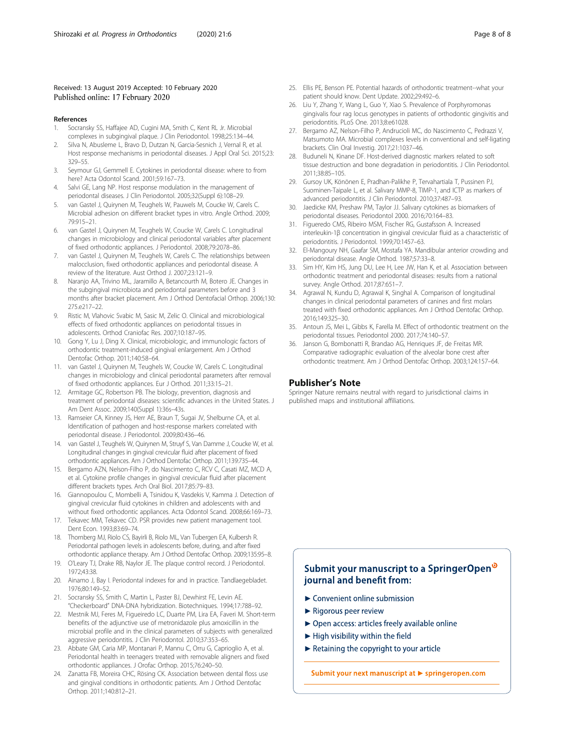Received: 13 August 2019 Accepted: 10 February 2020
Published online: 17 February 2020

#### References

1. Socransky SS, Haffajee AD, Cugini MA, Smith C, Kent RL Jr. Microbial complexes in subgingival plaque. J Clin Periodontol. 1998;25:134–44.
2. Silva N, Abusleme L, Bravo D, Dutzan N, Garcia-Sesnich J, Vernal R, et al. Host response mechanisms in periodontal diseases. J Appl Oral Sci. 2015;23:329–55.
3. Seymour GJ, Gemmell E. Cytokines in periodontal disease: where to from here? Acta Odontol Scand. 2001;59:167–73.
4. Salvi GE, Lang NP. Host response modulation in the management of periodontal diseases. J Clin Periodontol. 2005;32(Suppl 6):108–29.
5. van Gastel J, Quirynen M, Teughels W, Pauwels M, Coucke W, Carels C. Microbial adhesion on different bracket types in vitro. Angle Orthod. 2009;79:915–21.
6. van Gastel J, Quirynen M, Teughels W, Coucke W, Carels C. Longitudinal changes in microbiology and clinical periodontal variables after placement of fixed orthodontic appliances. J Periodontol. 2008;79:2078–86.
7. van Gastel J, Quirynen M, Teughels W, Carels C. The relationships between malocclusion, fixed orthodontic appliances and periodontal disease. A review of the literature. Aust Orthod J. 2007;23:121–9.
8. Naranjo AA, Trivino ML, Jaramillo A, Betancourth M, Botero JE. Changes in the subgingival microbiota and periodontal parameters before and 3 months after bracket placement. Am J Orthod Dentofacial Orthop. 2006;130:275.e217–22.
9. Ristic M, Vlahovic Svabic M, Sasic M, Zelic O. Clinical and microbiological effects of fixed orthodontic appliances on periodontal tissues in adolescents. Orthod Craniofac Res. 2007;10:187–95.
10. Gong Y, Lu J, Ding X. Clinical, microbiologic, and immunologic factors of orthodontic treatment-induced gingival enlargement. Am J Orthod Dentofac Orthop. 2011;140:58–64.
11. van Gastel J, Quirynen M, Teughels W, Coucke W, Carels C. Longitudinal changes in microbiology and clinical periodontal parameters after removal of fixed orthodontic appliances. Eur J Orthod. 2011;33:15–21.
12. Armitage GC, Robertson PB. The biology, prevention, diagnosis and treatment of periodontal diseases: scientific advances in the United States. J Am Dent Assoc. 2009;140(Suppl 1):36s–43s.
13. Ramseier CA, Kinney JS, Herr AE, Braun T, Sugai JV, Shelburne CA, et al. Identification of pathogen and host-response markers correlated with periodontal disease. J Periodontol. 2009;80:436–46.
14. van Gastel J, Teughels W, Quirynen M, Struyf S, Van Damme J, Coucke W, et al. Longitudinal changes in gingival crevicular fluid after placement of fixed orthodontic appliances. Am J Orthod Dentofac Orthop. 2011;139:735–44.
15. Bergamo AZN, Nelson-Filho P, do Nascimento C, RCV C, Casati MZ, MCD A, et al. Cytokine profile changes in gingival crevicular fluid after placement different brackets types. Arch Oral Biol. 2017;85:79–83.
16. Giannopoulou C, Mombelli A, Tsinidou K, Vasdekis V, Kamma J. Detection of gingival crevicular fluid cytokines in children and adolescents with and without fixed orthodontic appliances. Acta Odontol Scand. 2008;66:169–73.
17. Tekavec MM, Tekavec CD. PSR provides new patient management tool. Dent Econ. 1993;83:69–74.
18. Thornberg MJ, Riolo CS, Bayirli B, Riolo ML, Van Tubergen EA, Kulbersh R. Periodontal pathogen levels in adolescents before, during, and after fixed orthodontic appliance therapy. Am J Orthod Dentofac Orthop. 2009;135:95–8.
19. O'Leary TJ, Drake RB, Naylor JE. The plaque control record. J Periodontol. 1972;43:38.
20. Ainamo J, Bay I. Periodontal indexes for and in practice. Tandlaegebladet. 1976;80:149–52.
21. Socransky SS, Smith C, Martin L, Paster BJ, Dewhirst FE, Levin AE. "Checkerboard" DNA-DNA hybridization. Biotechniques. 1994;17:788–92.
22. Mestnik MJ, Feres M, Figueiredo LC, Duarte PM, Lira EA, Faveri M. Short-term benefits of the adjunctive use of metronidazole plus amoxicillin in the microbial profile and in the clinical parameters of subjects with generalized aggressive periodontitis. J Clin Periodontol. 2010;37:353–65.
23. Abbate GM, Caria MP, Montanari P, Mannu C, Orru G, Caprioglio A, et al. Periodontal health in teenagers treated with removable aligners and fixed orthodontic appliances. J Orofac Orthop. 2015;76:240–50.
24. Zanatta FB, Moreira CHC, Rösing CK. Association between dental floss use and gingival conditions in orthodontic patients. Am J Orthod Dentofac Orthop. 2011;140:812–21.
25. Ellis PE, Benson PE. Potential hazards of orthodontic treatment--what your patient should know. Dent Update. 2002;29:492–6.
26. Liu Y, Zhang Y, Wang L, Guo Y, Xiao S. Prevalence of Porphyromonas gingivalis four rag locus genotypes in patients of orthodontic gingivitis and periodontitis. PLoS One. 2013;8:e61028.
27. Bergamo AZ, Nelson-Filho P, Andrucioli MC, do Nascimento C, Pedrazzi V, Matsumoto MA. Microbial complexes levels in conventional and self-ligating brackets. Clin Oral Investig. 2017;21:1037–46.
28. Buduneli N, Kinane DF. Host-derived diagnostic markers related to soft tissue destruction and bone degradation in periodontitis. J Clin Periodontol. 2011;38:85–105.
29. Gursoy UK, Könönen E, Pradhan-Palikhe P, Tervahartiala T, Pussinen PJ, Suominen-Taipale L, et al. Salivary MMP-8, TIMP-1, and ICTP as markers of advanced periodontitis. J Clin Periodontol. 2010;37:487–93.
30. Jaedicke KM, Preshaw PM, Taylor JJ. Salivary cytokines as biomarkers of periodontal diseases. Periodontol 2000. 2016;70:164–83.
31. Figueredo CMS, Ribeiro MSM, Fischer RG, Gustafsson A. Increased interleukin-1β concentration in gingival crevicular fluid as a characteristic of periodontitis. J Periodontol. 1999;70:1457–63.
32. El-Mangoury NH, Gaafar SM, Mostafa YA. Mandibular anterior crowding and periodontal disease. Angle Orthod. 1987;57:33–8.
33. Sim HY, Kim HS, Jung DU, Lee H, Lee JW, Han K, et al. Association between orthodontic treatment and periodontal diseases: results from a national survey. Angle Orthod. 2017;87:651–7.
34. Agrawal N, Kundu D, Agrawal K, Singhal A. Comparison of longitudinal changes in clinical periodontal parameters of canines and first molars treated with fixed orthodontic appliances. Am J Orthod Dentofac Orthop. 2016;149:325–30.
35. Antoun JS, Mei L, Gibbs K, Farella M. Effect of orthodontic treatment on the periodontal tissues. Periodontol 2000. 2017;74:140–57.
36. Janson G, Bombonatti R, Brandao AG, Henriques JF, de Freitas MR. Comparative radiographic evaluation of the alveolar bone crest after orthodontic treatment. Am J Orthod Dentofac Orthop. 2003;124:157–64.

## Publisher's Note

Springer Nature remains neutral with regard to jurisdictional claims in published maps and institutional affiliations.

**Submit your manuscript to a SpringerOpen journal and benefit from:**

- ► Convenient online submission
- ► Rigorous peer review
- ► Open access: articles freely available online
- ► High visibility within the field
- ► Retaining the copyright to your article

**Submit your next manuscript at ► springeropen.com**